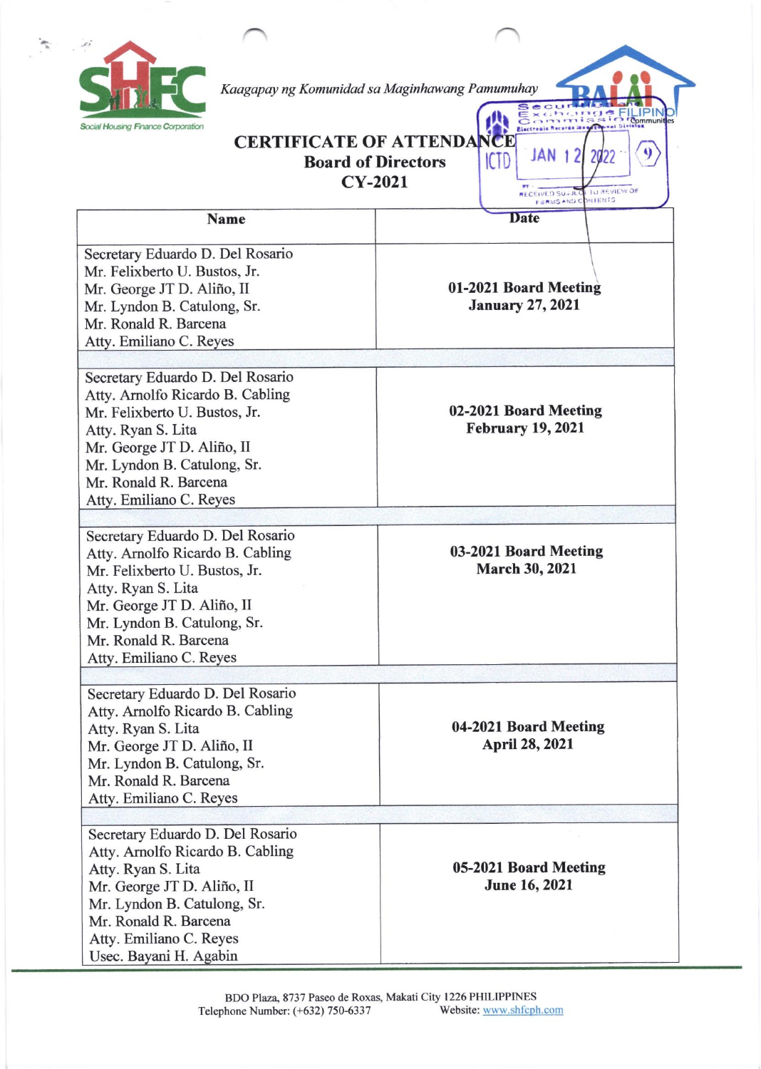Social Housing Finance Corporation

*Kaagapay ng Komunidad sa Maginhawang Pamumuhay*

Securities and Exchange Commission
Electronic Records Management Division
ICTD JAN 12 2022
RECEIVED SUBJECT TO REVIEW OF FORMS AND CONTENTS

# CERTIFICATE OF ATTENDANCE

## Board of Directors

## CY-2021

| Name | Date |
|---|---|
| Secretary Eduardo D. Del Rosario<br>Mr. Felixberto U. Bustos, Jr.<br>Mr. George JT D. Aliño, II<br>Mr. Lyndon B. Catulong, Sr.<br>Mr. Ronald R. Barcena<br>Atty. Emiliano C. Reyes | **01-2021 Board Meeting**<br>**January 27, 2021** |
| Secretary Eduardo D. Del Rosario<br>Atty. Arnolfo Ricardo B. Cabling<br>Mr. Felixberto U. Bustos, Jr.<br>Atty. Ryan S. Lita<br>Mr. George JT D. Aliño, II<br>Mr. Lyndon B. Catulong, Sr.<br>Mr. Ronald R. Barcena<br>Atty. Emiliano C. Reyes | **02-2021 Board Meeting**<br>**February 19, 2021** |
| Secretary Eduardo D. Del Rosario<br>Atty. Arnolfo Ricardo B. Cabling<br>Mr. Felixberto U. Bustos, Jr.<br>Atty. Ryan S. Lita<br>Mr. George JT D. Aliño, II<br>Mr. Lyndon B. Catulong, Sr.<br>Mr. Ronald R. Barcena<br>Atty. Emiliano C. Reyes | **03-2021 Board Meeting**<br>**March 30, 2021** |
| Secretary Eduardo D. Del Rosario<br>Atty. Arnolfo Ricardo B. Cabling<br>Atty. Ryan S. Lita<br>Mr. George JT D. Aliño, II<br>Mr. Lyndon B. Catulong, Sr.<br>Mr. Ronald R. Barcena<br>Atty. Emiliano C. Reyes | **04-2021 Board Meeting**<br>**April 28, 2021** |
| Secretary Eduardo D. Del Rosario<br>Atty. Arnolfo Ricardo B. Cabling<br>Atty. Ryan S. Lita<br>Mr. George JT D. Aliño, II<br>Mr. Lyndon B. Catulong, Sr.<br>Mr. Ronald R. Barcena<br>Atty. Emiliano C. Reyes<br>Usec. Bayani H. Agabin | **05-2021 Board Meeting**<br>**June 16, 2021** |

BDO Plaza, 8737 Paseo de Roxas, Makati City 1226 PHILIPPINES
Telephone Number: (+632) 750-6337 Website: www.shfcph.com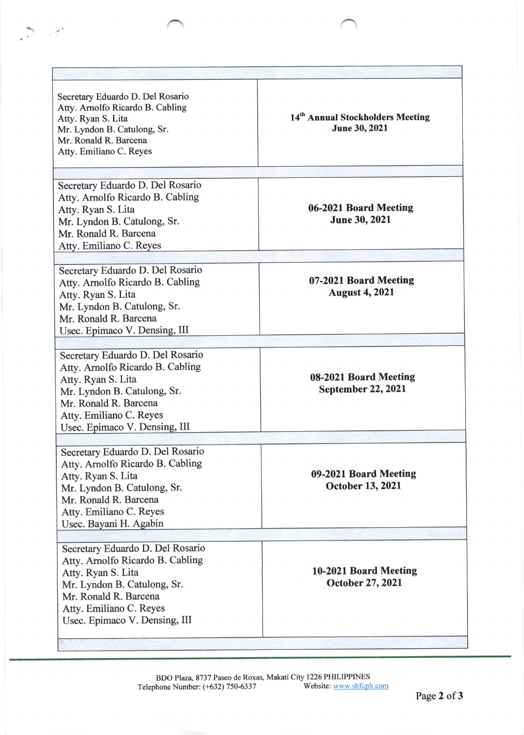| | |
|---|---|
| Secretary Eduardo D. Del Rosario<br>Atty. Arnolfo Ricardo B. Cabling<br>Atty. Ryan S. Lita<br>Mr. Lyndon B. Catulong, Sr.<br>Mr. Ronald R. Barcena<br>Atty. Emiliano C. Reyes | **14th Annual Stockholders Meeting**<br>**June 30, 2021** |
| Secretary Eduardo D. Del Rosario<br>Atty. Arnolfo Ricardo B. Cabling<br>Atty. Ryan S. Lita<br>Mr. Lyndon B. Catulong, Sr.<br>Mr. Ronald R. Barcena<br>Atty. Emiliano C. Reyes | **06-2021 Board Meeting**<br>**June 30, 2021** |
| Secretary Eduardo D. Del Rosario<br>Atty. Arnolfo Ricardo B. Cabling<br>Atty. Ryan S. Lita<br>Mr. Lyndon B. Catulong, Sr.<br>Mr. Ronald R. Barcena<br>Usec. Epimaco V. Densing, III | **07-2021 Board Meeting**<br>**August 4, 2021** |
| Secretary Eduardo D. Del Rosario<br>Atty. Arnolfo Ricardo B. Cabling<br>Atty. Ryan S. Lita<br>Mr. Lyndon B. Catulong, Sr.<br>Mr. Ronald R. Barcena<br>Atty. Emiliano C. Reyes<br>Usec. Epimaco V. Densing, III | **08-2021 Board Meeting**<br>**September 22, 2021** |
| Secretary Eduardo D. Del Rosario<br>Atty. Arnolfo Ricardo B. Cabling<br>Atty. Ryan S. Lita<br>Mr. Lyndon B. Catulong, Sr.<br>Mr. Ronald R. Barcena<br>Atty. Emiliano C. Reyes<br>Usec. Bayani H. Agabin | **09-2021 Board Meeting**<br>**October 13, 2021** |
| Secretary Eduardo D. Del Rosario<br>Atty. Arnolfo Ricardo B. Cabling<br>Atty. Ryan S. Lita<br>Mr. Lyndon B. Catulong, Sr.<br>Mr. Ronald R. Barcena<br>Atty. Emiliano C. Reyes<br>Usec. Epimaco V. Densing, III | **10-2021 Board Meeting**<br>**October 27, 2021** |

BDO Plaza, 8737 Paseo de Roxas, Makati City 1226 PHILIPPINES
Telephone Number: (+632) 750-6337 Website: www.shfcph.com